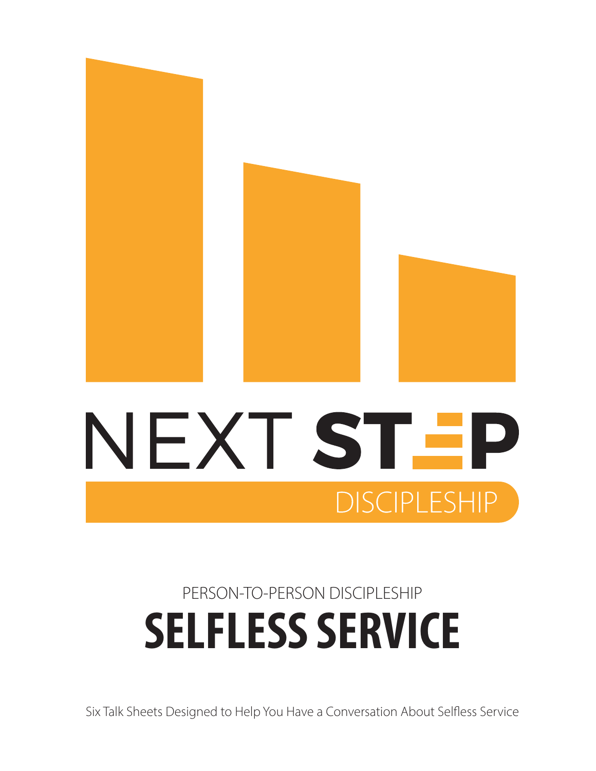# NEXT STEP

DISCIPLESHIP

PERSON-TO-PERSON DISCIPLESHIP

# SELFLESS SERVICE

Six Talk Sheets Designed to Help You Have a Conversation About Selfless Service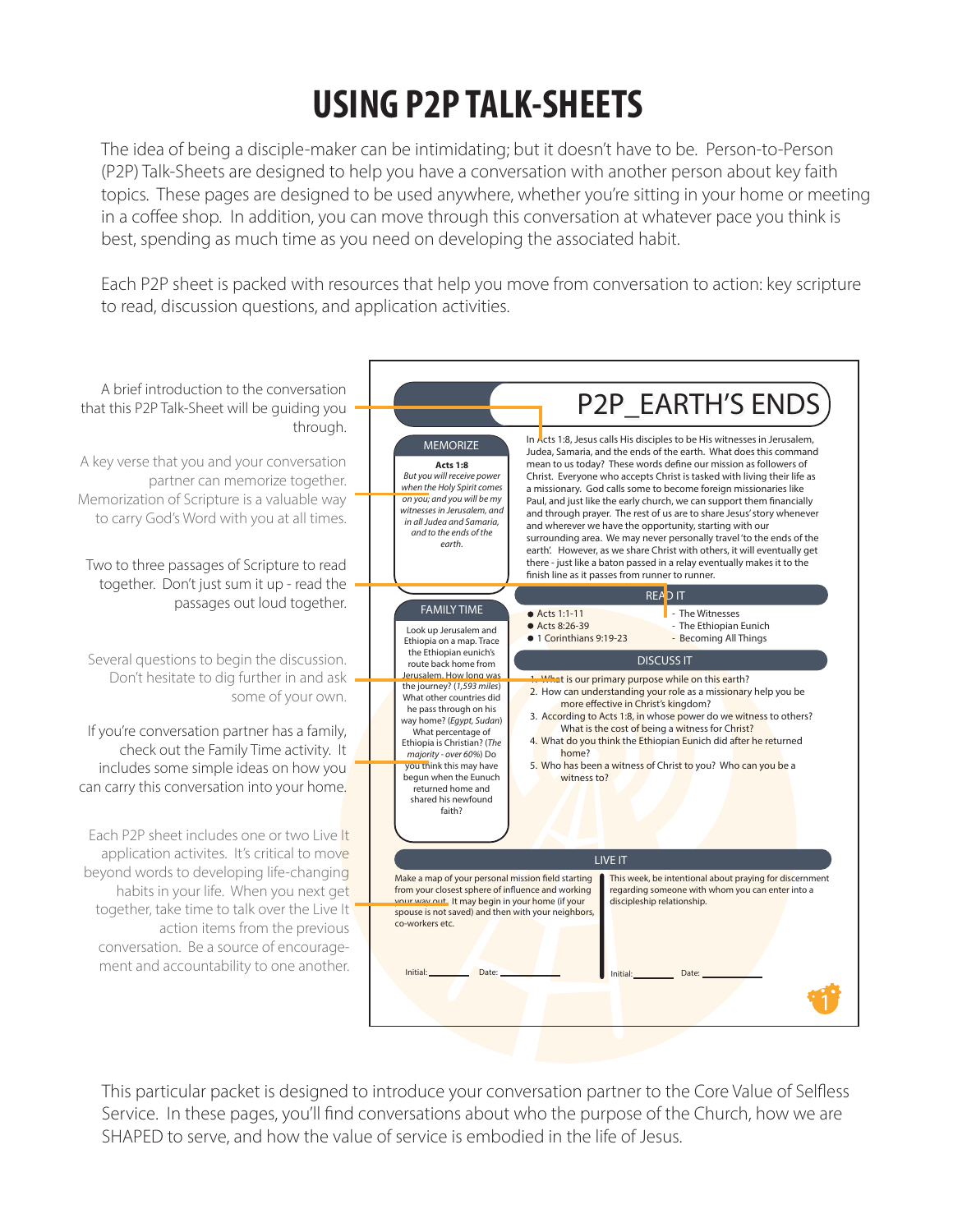# USING P2P TALK-SHEETS

The idea of being a disciple-maker can be intimidating; but it doesn't have to be. Person-to-Person (P2P) Talk-Sheets are designed to help you have a conversation with another person about key faith topics. These pages are designed to be used anywhere, whether you're sitting in your home or meeting in a coffee shop. In addition, you can move through this conversation at whatever pace you think is best, spending as much time as you need on developing the associated habit.

Each P2P sheet is packed with resources that help you move from conversation to action: key scripture to read, discussion questions, and application activities.

A brief introduction to the conversation that this P2P Talk-Sheet will be guiding you through.

A key verse that you and your conversation partner can memorize together. Memorization of Scripture is a valuable way to carry God's Word with you at all times.

Two to three passages of Scripture to read together. Don't just sum it up - read the passages out loud together.

Several questions to begin the discussion. Don't hesitate to dig further in and ask some of your own.

If you're conversation partner has a family, check out the Family Time activity. It includes some simple ideas on how you can carry this conversation into your home.

Each P2P sheet includes one or two Live It application activites. It's critical to move beyond words to developing life-changing habits in your life. When you next get together, take time to talk over the Live It action items from the previous conversation. Be a source of encouragement and accountability to one another.

## P2P_EARTH'S ENDS

In Acts 1:8, Jesus calls His disciples to be His witnesses in Jerusalem, Judea, Samaria, and the ends of the earth. What does this command mean to us today? These words define our mission as followers of Christ. Everyone who accepts Christ is tasked with living their life as a missionary. God calls some to become foreign missionaries like Paul, and just like the early church, we can support them financially and through prayer. The rest of us are to share Jesus' story whenever and wherever we have the opportunity, starting with our surrounding area. We may never personally travel 'to the ends of the earth'. However, as we share Christ with others, it will eventually get there - just like a baton passed in a relay eventually makes it to the finish line as it passes from runner to runner.

### MEMORIZE

**Acts 1:8**

*But you will receive power when the Holy Spirit comes on you; and you will be my witnesses in Jerusalem, and in all Judea and Samaria, and to the ends of the earth.*

### READ IT

- Acts 1:1-11 - The Witnesses
- Acts 8:26-39 - The Ethiopian Eunich
- 1 Corinthians 9:19-23 - Becoming All Things

### FAMILY TIME

Look up Jerusalem and Ethiopia on a map. Trace the Ethiopian eunich's route back home from Jerusalem. How long was the journey? (*1,593 miles*) What other countries did he pass through on his way home? (*Egypt, Sudan*) What percentage of Ethiopia is Christian? (*The majority - over 60%*) Do you think this may have begun when the Eunuch returned home and shared his newfound faith?

### DISCUSS IT

1. What is our primary purpose while on this earth?
2. How can understanding your role as a missionary help you be more effective in Christ's kingdom?
3. According to Acts 1:8, in whose power do we witness to others? What is the cost of being a witness for Christ?
4. What do you think the Ethiopian Eunich did after he returned home?
5. Who has been a witness of Christ to you? Who can you be a witness to?

### LIVE IT

Make a map of your personal mission field starting from your closest sphere of influence and working your way out. It may begin in your home (if your spouse is not saved) and then with your neighbors, co-workers etc.

Initial: ________ Date: ____________

This week, be intentional about praying for discernment regarding someone with whom you can enter into a discipleship relationship.

Initial: ________ Date: ____________

This particular packet is designed to introduce your conversation partner to the Core Value of Selfless Service. In these pages, you'll find conversations about who the purpose of the Church, how we are SHAPED to serve, and how the value of service is embodied in the life of Jesus.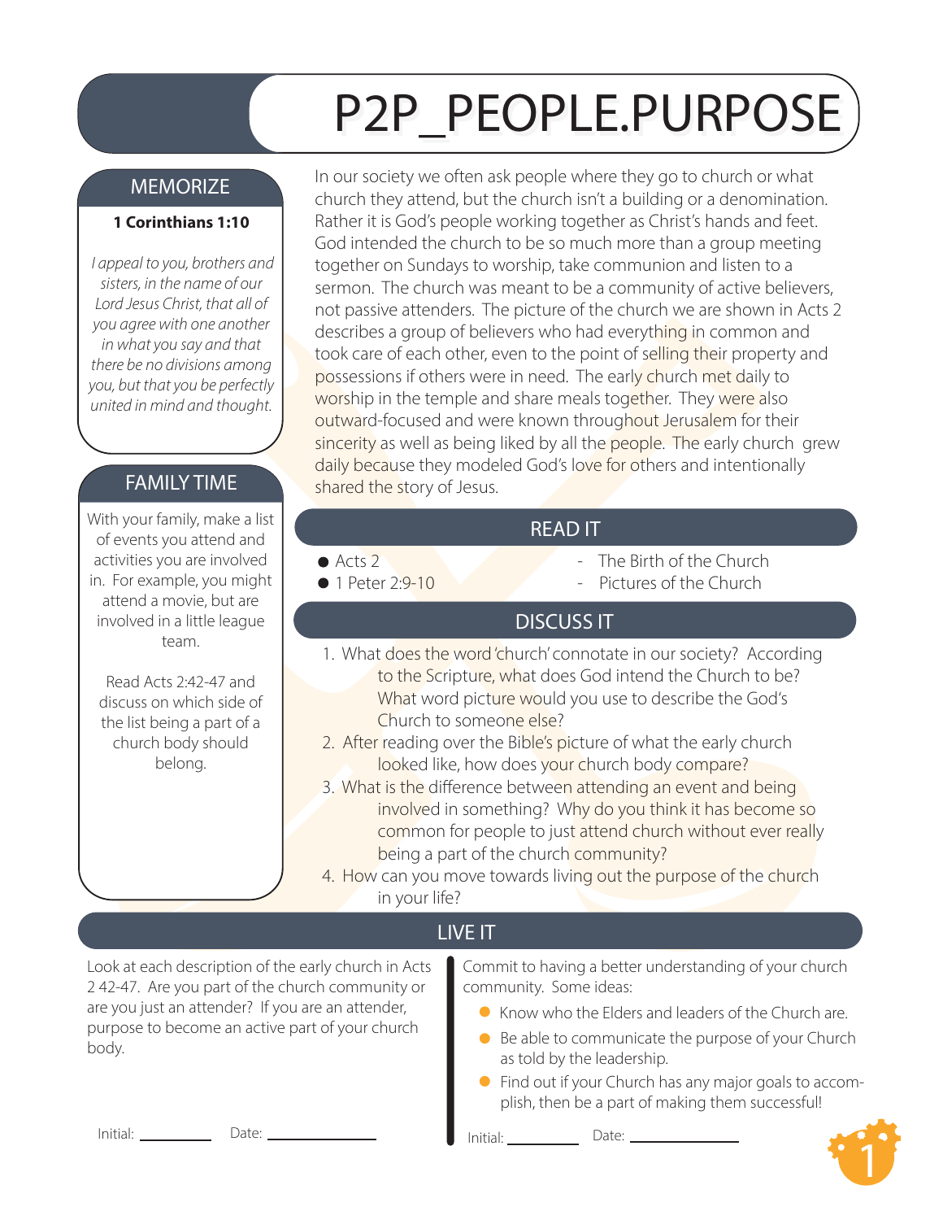# P2P_PEOPLE.PURPOSE

## MEMORIZE

**1 Corinthians 1:10**

*I appeal to you, brothers and sisters, in the name of our Lord Jesus Christ, that all of you agree with one another in what you say and that there be no divisions among you, but that you be perfectly united in mind and thought.*

## FAMILY TIME

With your family, make a list of events you attend and activities you are involved in. For example, you might attend a movie, but are involved in a little league team.

Read Acts 2:42-47 and discuss on which side of the list being a part of a church body should belong.

In our society we often ask people where they go to church or what church they attend, but the church isn't a building or a denomination. Rather it is God's people working together as Christ's hands and feet. God intended the church to be so much more than a group meeting together on Sundays to worship, take communion and listen to a sermon. The church was meant to be a community of active believers, not passive attenders. The picture of the church we are shown in Acts 2 describes a group of believers who had everything in common and took care of each other, even to the point of selling their property and possessions if others were in need. The early church met daily to worship in the temple and share meals together. They were also outward-focused and were known throughout Jerusalem for their sincerity as well as being liked by all the people. The early church grew daily because they modeled God's love for others and intentionally shared the story of Jesus.

## READ IT

- Acts 2 - The Birth of the Church
- 1 Peter 2:9-10 - Pictures of the Church

## DISCUSS IT

1. What does the word 'church' connotate in our society? According to the Scripture, what does God intend the Church to be? What word picture would you use to describe the God's Church to someone else?
2. After reading over the Bible's picture of what the early church looked like, how does your church body compare?
3. What is the difference between attending an event and being involved in something? Why do you think it has become so common for people to just attend church without ever really being a part of the church community?
4. How can you move towards living out the purpose of the church in your life?

## LIVE IT

Look at each description of the early church in Acts 2 42-47. Are you part of the church community or are you just an attender? If you are an attender, purpose to become an active part of your church body.

Initial: ________ Date: ____________

Commit to having a better understanding of your church community. Some ideas:

- Know who the Elders and leaders of the Church are.
- Be able to communicate the purpose of your Church as told by the leadership.
- Find out if your Church has any major goals to accomplish, then be a part of making them successful!

Initial: ________ Date: ____________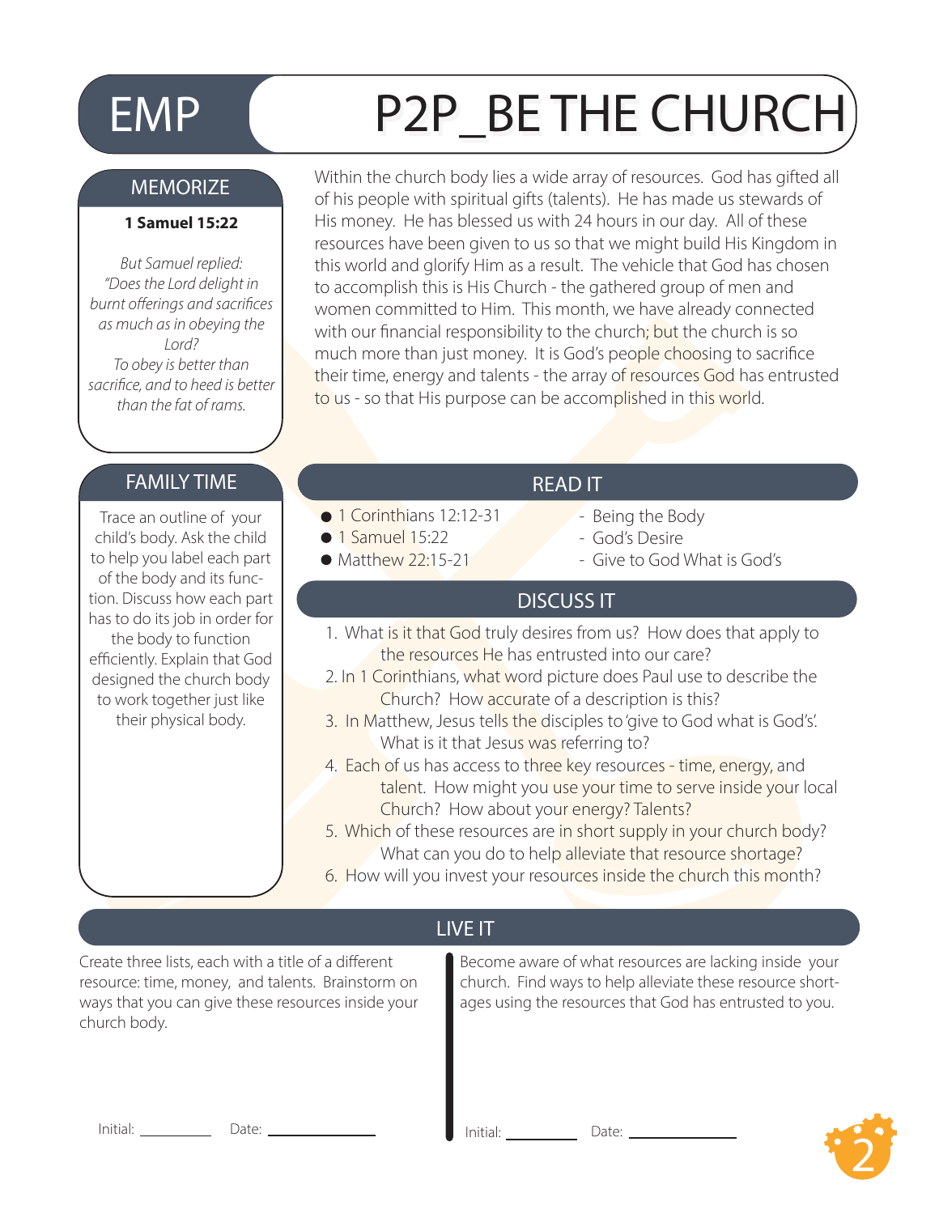# EMP

# P2P_BE THE CHURCH

## MEMORIZE

**1 Samuel 15:22**

*But Samuel replied: "Does the Lord delight in burnt offerings and sacrifices as much as in obeying the Lord? To obey is better than sacrifice, and to heed is better than the fat of rams.*

Within the church body lies a wide array of resources. God has gifted all of his people with spiritual gifts (talents). He has made us stewards of His money. He has blessed us with 24 hours in our day. All of these resources have been given to us so that we might build His Kingdom in this world and glorify Him as a result. The vehicle that God has chosen to accomplish this is His Church - the gathered group of men and women committed to Him. This month, we have already connected with our financial responsibility to the church; but the church is so much more than just money. It is God's people choosing to sacrifice their time, energy and talents - the array of resources God has entrusted to us - so that His purpose can be accomplished in this world.

## FAMILY TIME

Trace an outline of your child's body. Ask the child to help you label each part of the body and its function. Discuss how each part has to do its job in order for the body to function efficiently. Explain that God designed the church body to work together just like their physical body.

## READ IT

- 1 Corinthians 12:12-31 - Being the Body
- 1 Samuel 15:22 - God's Desire
- Matthew 22:15-21 - Give to God What is God's

## DISCUSS IT

1. What is it that God truly desires from us? How does that apply to the resources He has entrusted into our care?
2. In 1 Corinthians, what word picture does Paul use to describe the Church? How accurate of a description is this?
3. In Matthew, Jesus tells the disciples to 'give to God what is God's'. What is it that Jesus was referring to?
4. Each of us has access to three key resources - time, energy, and talent. How might you use your time to serve inside your local Church? How about your energy? Talents?
5. Which of these resources are in short supply in your church body? What can you do to help alleviate that resource shortage?
6. How will you invest your resources inside the church this month?

## LIVE IT

Create three lists, each with a title of a different resource: time, money, and talents. Brainstorm on ways that you can give these resources inside your church body.

Initial: ________ Date: ____________

Become aware of what resources are lacking inside your church. Find ways to help alleviate these resource shortages using the resources that God has entrusted to you.

Initial: ________ Date: ____________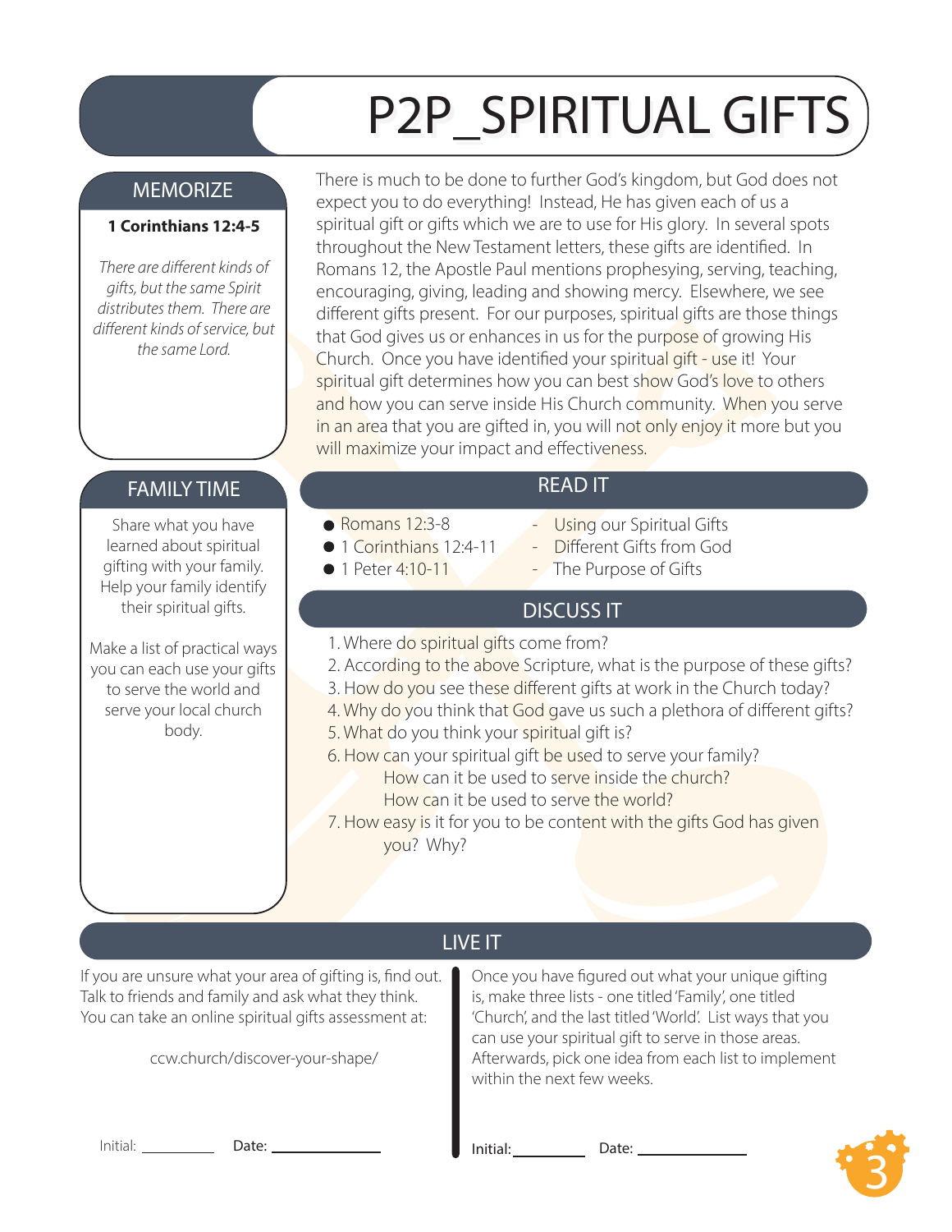# P2P_SPIRITUAL GIFTS

## MEMORIZE

**1 Corinthians 12:4-5**

*There are different kinds of gifts, but the same Spirit distributes them. There are different kinds of service, but the same Lord.*

There is much to be done to further God's kingdom, but God does not expect you to do everything! Instead, He has given each of us a spiritual gift or gifts which we are to use for His glory. In several spots throughout the New Testament letters, these gifts are identified. In Romans 12, the Apostle Paul mentions prophesying, serving, teaching, encouraging, giving, leading and showing mercy. Elsewhere, we see different gifts present. For our purposes, spiritual gifts are those things that God gives us or enhances in us for the purpose of growing His Church. Once you have identified your spiritual gift - use it! Your spiritual gift determines how you can best show God's love to others and how you can serve inside His Church community. When you serve in an area that you are gifted in, you will not only enjoy it more but you will maximize your impact and effectiveness.

## FAMILY TIME

Share what you have learned about spiritual gifting with your family. Help your family identify their spiritual gifts.

Make a list of practical ways you can each use your gifts to serve the world and serve your local church body.

## READ IT

- Romans 12:3-8 - Using our Spiritual Gifts
- 1 Corinthians 12:4-11 - Different Gifts from God
- 1 Peter 4:10-11 - The Purpose of Gifts

## DISCUSS IT

1. Where do spiritual gifts come from?
2. According to the above Scripture, what is the purpose of these gifts?
3. How do you see these different gifts at work in the Church today?
4. Why do you think that God gave us such a plethora of different gifts?
5. What do you think your spiritual gift is?
6. How can your spiritual gift be used to serve your family?
   How can it be used to serve inside the church?
   How can it be used to serve the world?
7. How easy is it for you to be content with the gifts God has given you? Why?

## LIVE IT

If you are unsure what your area of gifting is, find out. Talk to friends and family and ask what they think. You can take an online spiritual gifts assessment at:

ccw.church/discover-your-shape/

Initial: __________ Date: ______________

Once you have figured out what your unique gifting is, make three lists - one titled 'Family', one titled 'Church', and the last titled 'World'. List ways that you can use your spiritual gift to serve in those areas. Afterwards, pick one idea from each list to implement within the next few weeks.

Initial: __________ Date: ______________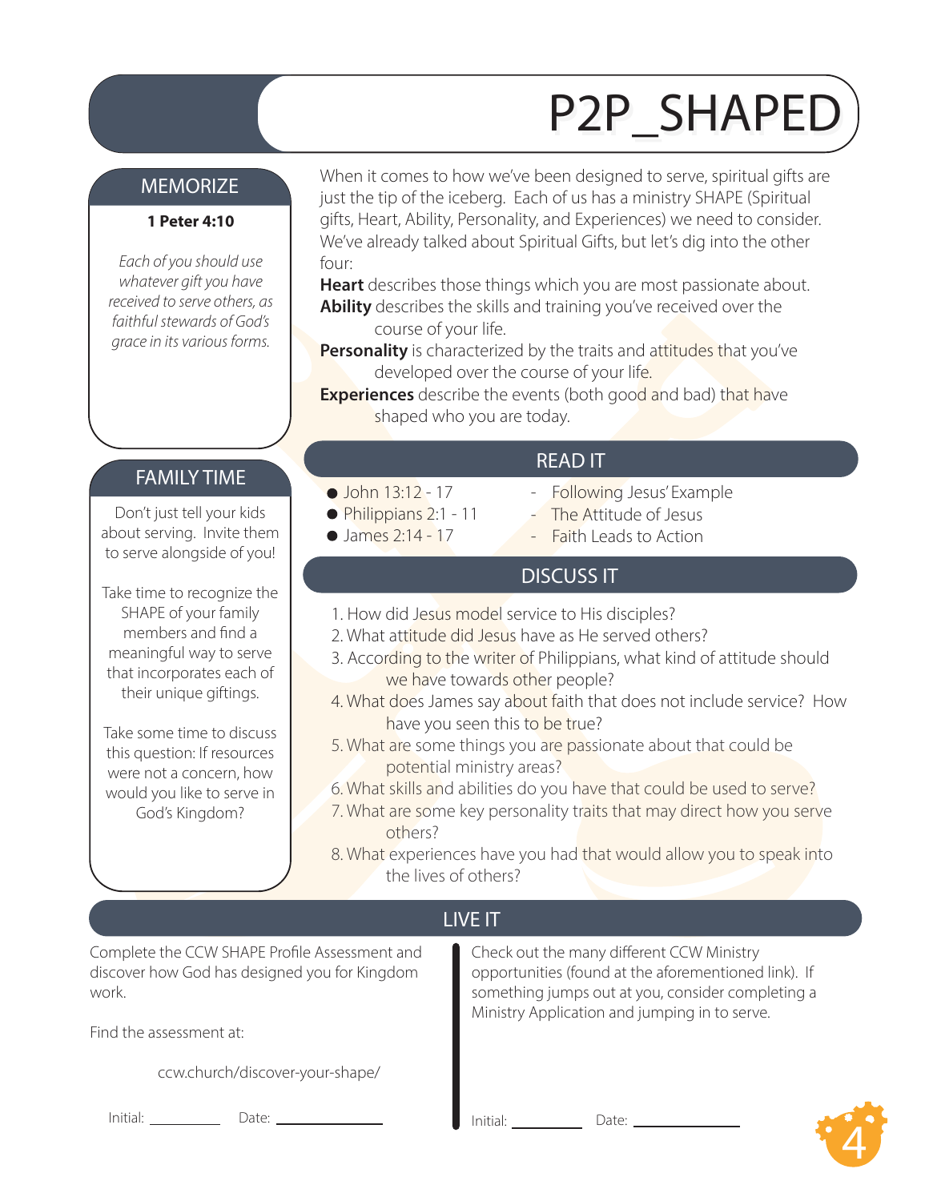# P2P_SHAPED

## MEMORIZE

**1 Peter 4:10**

*Each of you should use whatever gift you have received to serve others, as faithful stewards of God's grace in its various forms.*

When it comes to how we've been designed to serve, spiritual gifts are just the tip of the iceberg. Each of us has a ministry SHAPE (Spiritual gifts, Heart, Ability, Personality, and Experiences) we need to consider. We've already talked about Spiritual Gifts, but let's dig into the other four:

**Heart** describes those things which you are most passionate about.
**Ability** describes the skills and training you've received over the course of your life.
**Personality** is characterized by the traits and attitudes that you've developed over the course of your life.
**Experiences** describe the events (both good and bad) that have shaped who you are today.

## FAMILY TIME

Don't just tell your kids about serving. Invite them to serve alongside of you!

Take time to recognize the SHAPE of your family members and find a meaningful way to serve that incorporates each of their unique giftings.

Take some time to discuss this question: If resources were not a concern, how would you like to serve in God's Kingdom?

## READ IT

- John 13:12 - 17 - Following Jesus' Example
- Philippians 2:1 - 11 - The Attitude of Jesus
- James 2:14 - 17 - Faith Leads to Action

## DISCUSS IT

1. How did Jesus model service to His disciples?
2. What attitude did Jesus have as He served others?
3. According to the writer of Philippians, what kind of attitude should we have towards other people?
4. What does James say about faith that does not include service? How have you seen this to be true?
5. What are some things you are passionate about that could be potential ministry areas?
6. What skills and abilities do you have that could be used to serve?
7. What are some key personality traits that may direct how you serve others?
8. What experiences have you had that would allow you to speak into the lives of others?

## LIVE IT

Complete the CCW SHAPE Profile Assessment and discover how God has designed you for Kingdom work.

Find the assessment at:

ccw.church/discover-your-shape/

Initial: __________ Date: ______________

Check out the many different CCW Ministry opportunities (found at the aforementioned link). If something jumps out at you, consider completing a Ministry Application and jumping in to serve.

Initial: __________ Date: ______________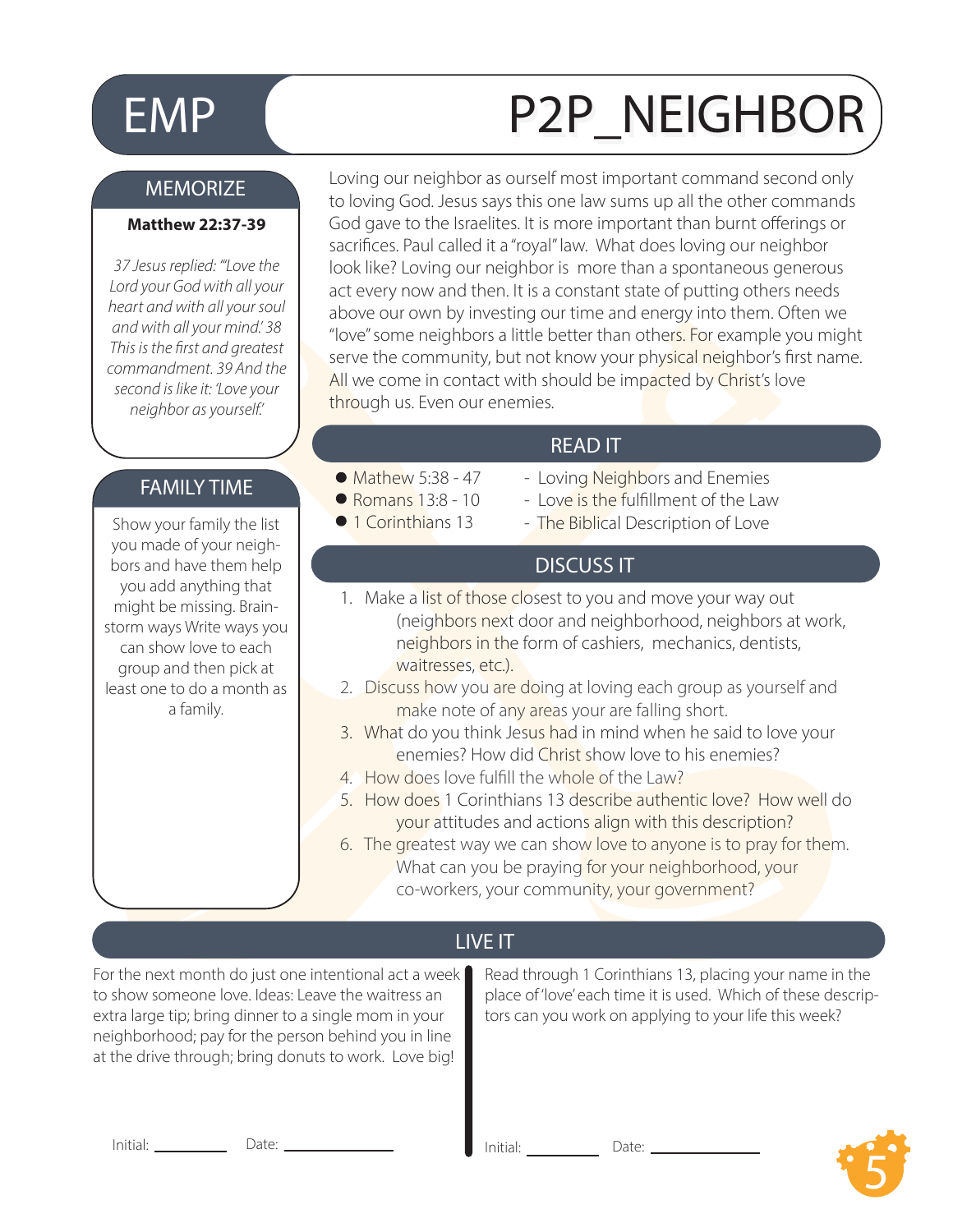# EMP P2P_NEIGHBOR

## MEMORIZE

**Matthew 22:37-39**

*37 Jesus replied: '"Love the Lord your God with all your heart and with all your soul and with all your mind.' 38 This is the first and greatest commandment. 39 And the second is like it: 'Love your neighbor as yourself.'*

Loving our neighbor as ourself most important command second only to loving God. Jesus says this one law sums up all the other commands God gave to the Israelites. It is more important than burnt offerings or sacrifices. Paul called it a "royal" law. What does loving our neighbor look like? Loving our neighbor is more than a spontaneous generous act every now and then. It is a constant state of putting others needs above our own by investing our time and energy into them. Often we "love" some neighbors a little better than others. For example you might serve the community, but not know your physical neighbor's first name. All we come in contact with should be impacted by Christ's love through us. Even our enemies.

## READ IT

- Mathew 5:38 - 47 - Loving Neighbors and Enemies
- Romans 13:8 - 10 - Love is the fulfillment of the Law
- 1 Corinthians 13 - The Biblical Description of Love

## DISCUSS IT

1. Make a list of those closest to you and move your way out (neighbors next door and neighborhood, neighbors at work, neighbors in the form of cashiers, mechanics, dentists, waitresses, etc.).
2. Discuss how you are doing at loving each group as yourself and make note of any areas your are falling short.
3. What do you think Jesus had in mind when he said to love your enemies? How did Christ show love to his enemies?
4. How does love fulfill the whole of the Law?
5. How does 1 Corinthians 13 describe authentic love? How well do your attitudes and actions align with this description?
6. The greatest way we can show love to anyone is to pray for them. What can you be praying for your neighborhood, your co-workers, your community, your government?

## FAMILY TIME

Show your family the list you made of your neighbors and have them help you add anything that might be missing. Brainstorm ways Write ways you can show love to each group and then pick at least one to do a month as a family.

## LIVE IT

For the next month do just one intentional act a week to show someone love. Ideas: Leave the waitress an extra large tip; bring dinner to a single mom in your neighborhood; pay for the person behind you in line at the drive through; bring donuts to work. Love big!

Initial: __________ Date: ______________

Read through 1 Corinthians 13, placing your name in the place of 'love' each time it is used. Which of these descriptors can you work on applying to your life this week?

Initial: __________ Date: ______________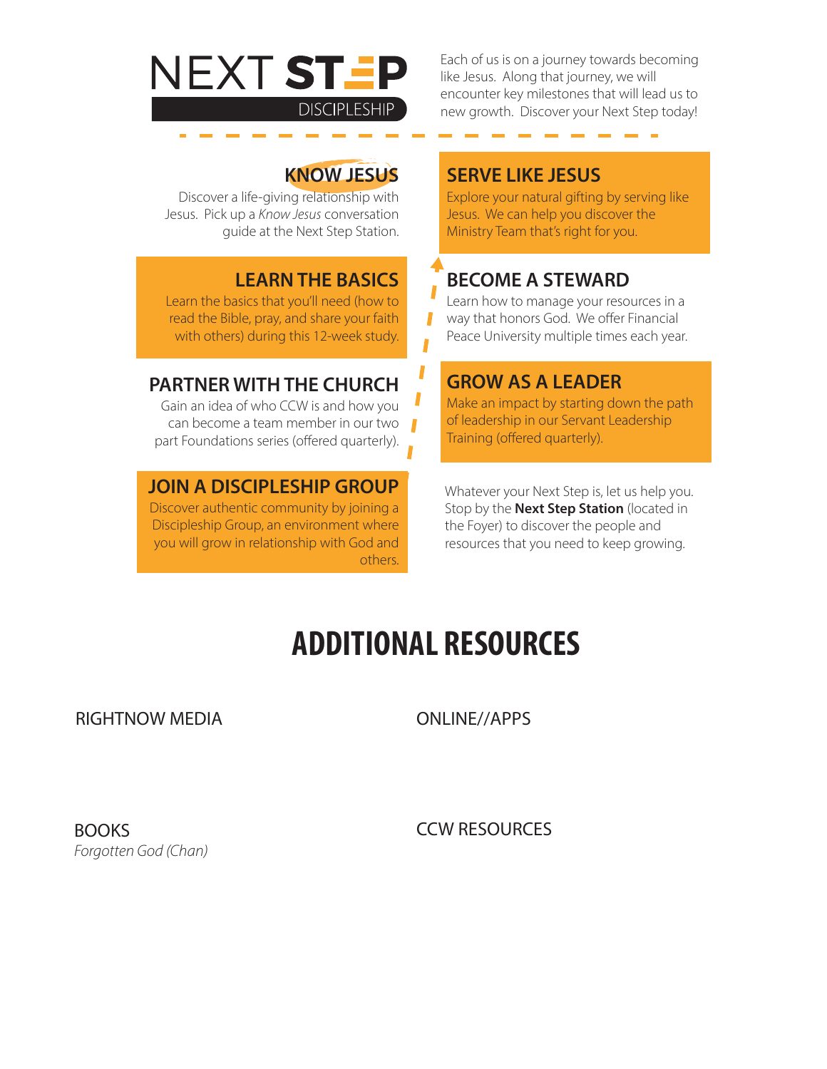# NEXT STEP DISCIPLESHIP

Each of us is on a journey towards becoming like Jesus. Along that journey, we will encounter key milestones that will lead us to new growth. Discover your Next Step today!

## KNOW JESUS

Discover a life-giving relationship with Jesus. Pick up a *Know Jesus* conversation guide at the Next Step Station.

## LEARN THE BASICS

Learn the basics that you'll need (how to read the Bible, pray, and share your faith with others) during this 12-week study.

## PARTNER WITH THE CHURCH

Gain an idea of who CCW is and how you can become a team member in our two part Foundations series (offered quarterly).

## JOIN A DISCIPLESHIP GROUP

Discover authentic community by joining a Discipleship Group, an environment where you will grow in relationship with God and others.

## SERVE LIKE JESUS

Explore your natural gifting by serving like Jesus. We can help you discover the Ministry Team that's right for you.

## BECOME A STEWARD

Learn how to manage your resources in a way that honors God. We offer Financial Peace University multiple times each year.

## GROW AS A LEADER

Make an impact by starting down the path of leadership in our Servant Leadership Training (offered quarterly).

Whatever your Next Step is, let us help you. Stop by the **Next Step Station** (located in the Foyer) to discover the people and resources that you need to keep growing.

# ADDITIONAL RESOURCES

### RIGHTNOW MEDIA

### ONLINE//APPS

### BOOKS

*Forgotten God (Chan)*

### CCW RESOURCES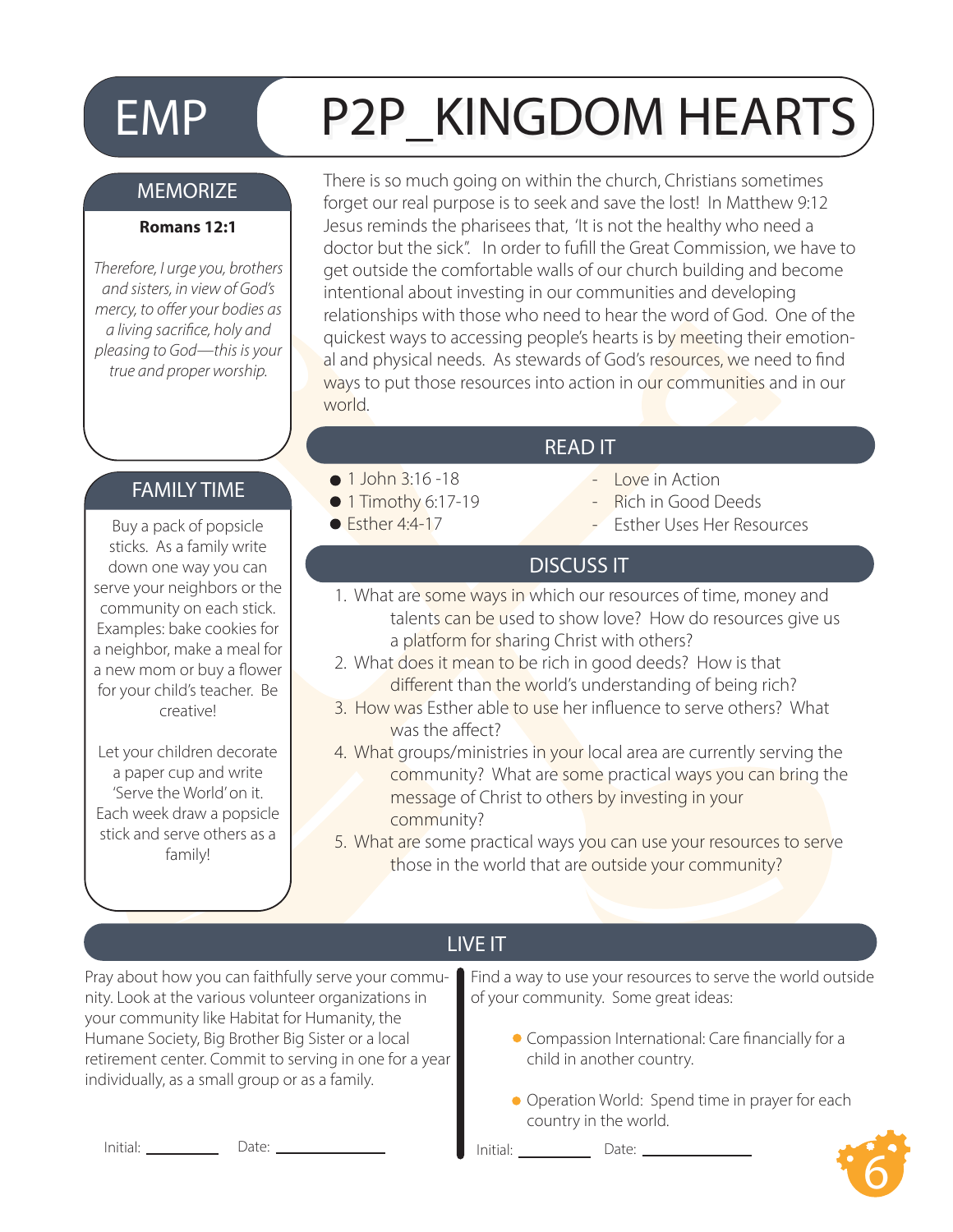# EMP P2P_KINGDOM HEARTS

## MEMORIZE

**Romans 12:1**

*Therefore, I urge you, brothers and sisters, in view of God's mercy, to offer your bodies as a living sacrifice, holy and pleasing to God—this is your true and proper worship.*

## FAMILY TIME

Buy a pack of popsicle sticks. As a family write down one way you can serve your neighbors or the community on each stick. Examples: bake cookies for a neighbor, make a meal for a new mom or buy a flower for your child's teacher. Be creative!

Let your children decorate a paper cup and write 'Serve the World' on it. Each week draw a popsicle stick and serve others as a family!

There is so much going on within the church, Christians sometimes forget our real purpose is to seek and save the lost! In Matthew 9:12 Jesus reminds the pharisees that, 'It is not the healthy who need a doctor but the sick". In order to fufill the Great Commission, we have to get outside the comfortable walls of our church building and become intentional about investing in our communities and developing relationships with those who need to hear the word of God. One of the quickest ways to accessing people's hearts is by meeting their emotional and physical needs. As stewards of God's resources, we need to find ways to put those resources into action in our communities and in our world.

## READ IT

- 1 John 3:16 -18 - Love in Action
- 1 Timothy 6:17-19 - Rich in Good Deeds
- Esther 4:4-17 - Esther Uses Her Resources

## DISCUSS IT

1. What are some ways in which our resources of time, money and talents can be used to show love? How do resources give us a platform for sharing Christ with others?
2. What does it mean to be rich in good deeds? How is that different than the world's understanding of being rich?
3. How was Esther able to use her influence to serve others? What was the affect?
4. What groups/ministries in your local area are currently serving the community? What are some practical ways you can bring the message of Christ to others by investing in your community?
5. What are some practical ways you can use your resources to serve those in the world that are outside your community?

## LIVE IT

Pray about how you can faithfully serve your community. Look at the various volunteer organizations in your community like Habitat for Humanity, the Humane Society, Big Brother Big Sister or a local retirement center. Commit to serving in one for a year individually, as a small group or as a family.

Initial: ________ Date: ____________

Find a way to use your resources to serve the world outside of your community. Some great ideas:

- Compassion International: Care financially for a child in another country.
- Operation World: Spend time in prayer for each country in the world.

Initial: ________ Date: ____________